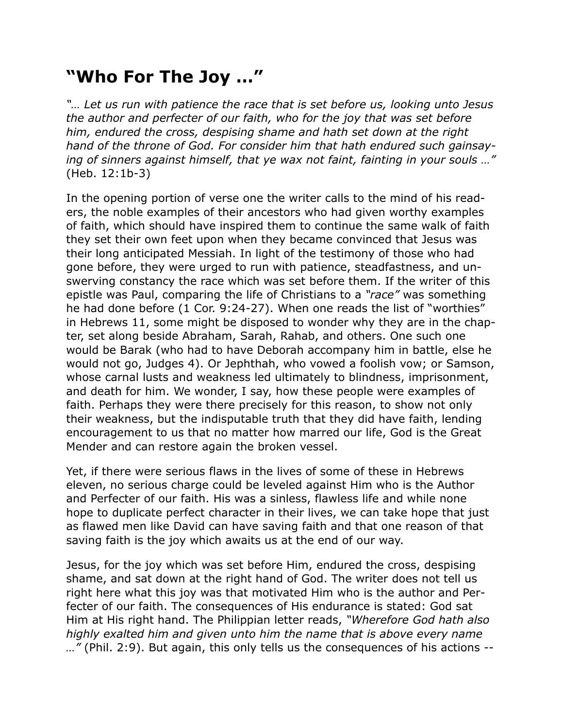# "Who For The Joy …"

*"… Let us run with patience the race that is set before us, looking unto Jesus the author and perfecter of our faith, who for the joy that was set before him, endured the cross, despising shame and hath set down at the right hand of the throne of God. For consider him that hath endured such gainsaying of sinners against himself, that ye wax not faint, fainting in your souls …"* (Heb. 12:1b-3)

In the opening portion of verse one the writer calls to the mind of his readers, the noble examples of their ancestors who had given worthy examples of faith, which should have inspired them to continue the same walk of faith they set their own feet upon when they became convinced that Jesus was their long anticipated Messiah. In light of the testimony of those who had gone before, they were urged to run with patience, steadfastness, and unswerving constancy the race which was set before them. If the writer of this epistle was Paul, comparing the life of Christians to a *"race"* was something he had done before (1 Cor. 9:24-27). When one reads the list of "worthies" in Hebrews 11, some might be disposed to wonder why they are in the chapter, set along beside Abraham, Sarah, Rahab, and others. One such one would be Barak (who had to have Deborah accompany him in battle, else he would not go, Judges 4). Or Jephthah, who vowed a foolish vow; or Samson, whose carnal lusts and weakness led ultimately to blindness, imprisonment, and death for him. We wonder, I say, how these people were examples of faith. Perhaps they were there precisely for this reason, to show not only their weakness, but the indisputable truth that they did have faith, lending encouragement to us that no matter how marred our life, God is the Great Mender and can restore again the broken vessel.

Yet, if there were serious flaws in the lives of some of these in Hebrews eleven, no serious charge could be leveled against Him who is the Author and Perfecter of our faith. His was a sinless, flawless life and while none hope to duplicate perfect character in their lives, we can take hope that just as flawed men like David can have saving faith and that one reason of that saving faith is the joy which awaits us at the end of our way.

Jesus, for the joy which was set before Him, endured the cross, despising shame, and sat down at the right hand of God. The writer does not tell us right here what this joy was that motivated Him who is the author and Perfecter of our faith. The consequences of His endurance is stated: God sat Him at His right hand. The Philippian letter reads, *"Wherefore God hath also highly exalted him and given unto him the name that is above every name …"* (Phil. 2:9). But again, this only tells us the consequences of his actions --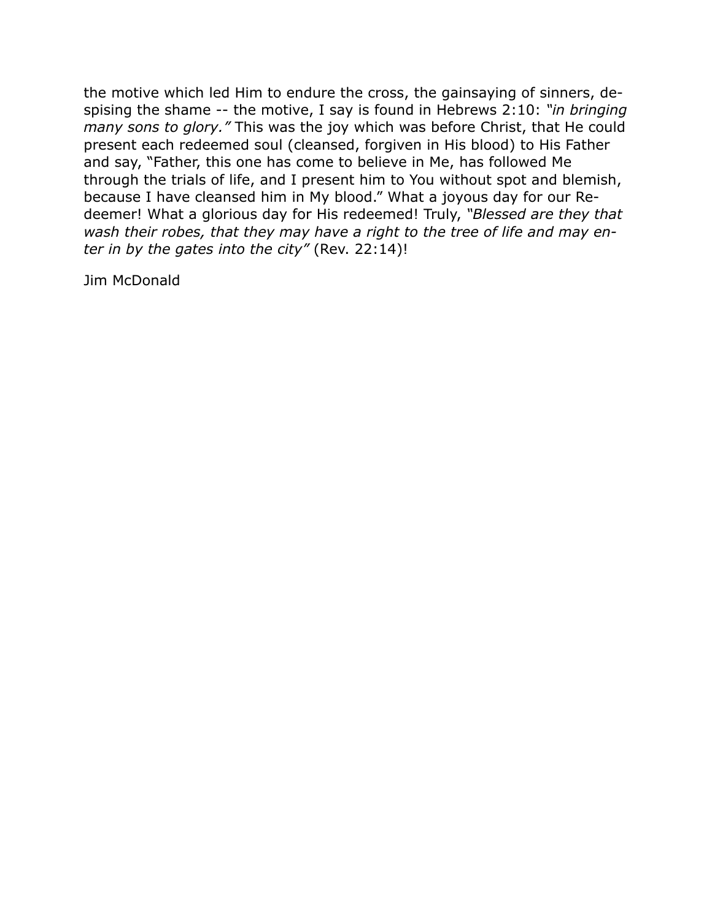the motive which led Him to endure the cross, the gainsaying of sinners, despising the shame -- the motive, I say is found in Hebrews 2:10: *"in bringing many sons to glory."* This was the joy which was before Christ, that He could present each redeemed soul (cleansed, forgiven in His blood) to His Father and say, "Father, this one has come to believe in Me, has followed Me through the trials of life, and I present him to You without spot and blemish, because I have cleansed him in My blood." What a joyous day for our Redeemer! What a glorious day for His redeemed! Truly, *"Blessed are they that wash their robes, that they may have a right to the tree of life and may enter in by the gates into the city"* (Rev. 22:14)!

Jim McDonald